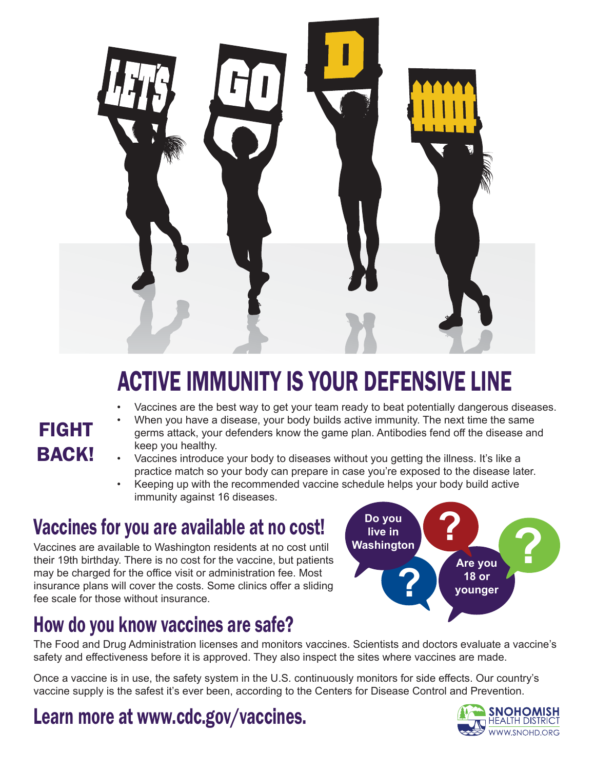# ACTIVE IMMUNITY IS YOUR DEFENSIVE LINE

**FIGHT BACK!**

- Vaccines are the best way to get your team ready to beat potentially dangerous diseases.
- When you have a disease, your body builds active immunity. The next time the same germs attack, your defenders know the game plan. Antibodies fend off the disease and keep you healthy.
- Vaccines introduce your body to diseases without you getting the illness. It's like a practice match so your body can prepare in case you're exposed to the disease later.
- Keeping up with the recommended vaccine schedule helps your body build active immunity against 16 diseases.

## Vaccines for you are available at no cost!

Vaccines are available to Washington residents at no cost until their 19th birthday. There is no cost for the vaccine, but patients may be charged for the office visit or administration fee. Most insurance plans will cover the costs. Some clinics offer a sliding fee scale for those without insurance.

Do you live in Washington? Are you 18 or younger?

## How do you know vaccines are safe?

The Food and Drug Administration licenses and monitors vaccines. Scientists and doctors evaluate a vaccine's safety and effectiveness before it is approved. They also inspect the sites where vaccines are made.

Once a vaccine is in use, the safety system in the U.S. continuously monitors for side effects. Our country's vaccine supply is the safest it's ever been, according to the Centers for Disease Control and Prevention.

## Learn more at www.cdc.gov/vaccines.

SNOHOMISH HEALTH DISTRICT
WWW.SNOHD.ORG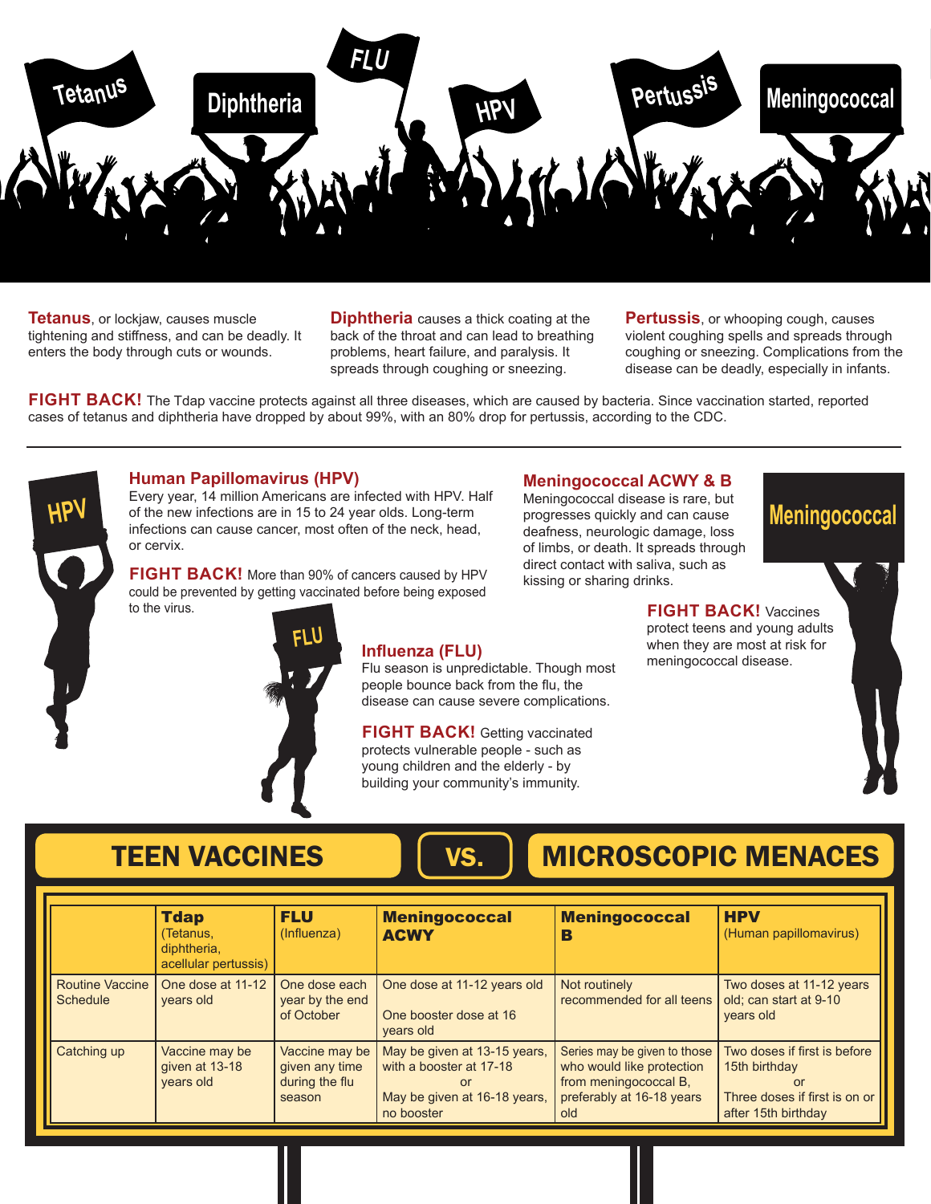Tetanus

Diphtheria

FLU

HPV

Pertussis

Meningococcal

**Tetanus**, or lockjaw, causes muscle tightening and stiffness, and can be deadly. It enters the body through cuts or wounds.

**Diphtheria** causes a thick coating at the back of the throat and can lead to breathing problems, heart failure, and paralysis. It spreads through coughing or sneezing.

**Pertussis**, or whooping cough, causes violent coughing spells and spreads through coughing or sneezing. Complications from the disease can be deadly, especially in infants.

**FIGHT BACK!** The Tdap vaccine protects against all three diseases, which are caused by bacteria. Since vaccination started, reported cases of tetanus and diphtheria have dropped by about 99%, with an 80% drop for pertussis, according to the CDC.

---

HPV

### Human Papillomavirus (HPV)

Every year, 14 million Americans are infected with HPV. Half of the new infections are in 15 to 24 year olds. Long-term infections can cause cancer, most often of the neck, head, or cervix.

**FIGHT BACK!** More than 90% of cancers caused by HPV could be prevented by getting vaccinated before being exposed to the virus.

FLU

### Influenza (FLU)

Flu season is unpredictable. Though most people bounce back from the flu, the disease can cause severe complications.

**FIGHT BACK!** Getting vaccinated protects vulnerable people - such as young children and the elderly - by building your community's immunity.

### Meningococcal ACWY & B

Meningococcal disease is rare, but progresses quickly and can cause deafness, neurologic damage, loss of limbs, or death. It spreads through direct contact with saliva, such as kissing or sharing drinks.

Meningococcal

**FIGHT BACK!** Vaccines protect teens and young adults when they are most at risk for meningococcal disease.

## TEEN VACCINES VS. MICROSCOPIC MENACES

| | **Tdap** (Tetanus, diphtheria, acellular pertussis) | **FLU** (Influenza) | **Meningococcal ACWY** | **Meningococcal B** | **HPV** (Human papillomavirus) |
|---|---|---|---|---|---|
| Routine Vaccine Schedule | One dose at 11-12 years old | One dose each year by the end of October | One dose at 11-12 years old<br><br>One booster dose at 16 years old | Not routinely recommended for all teens | Two doses at 11-12 years old; can start at 9-10 years old |
| Catching up | Vaccine may be given at 13-18 years old | Vaccine may be given any time during the flu season | May be given at 13-15 years, with a booster at 17-18<br>or<br>May be given at 16-18 years, no booster | Series may be given to those who would like protection from meningococcal B, preferably at 16-18 years old | Two doses if first is before 15th birthday<br>or<br>Three doses if first is on or after 15th birthday |